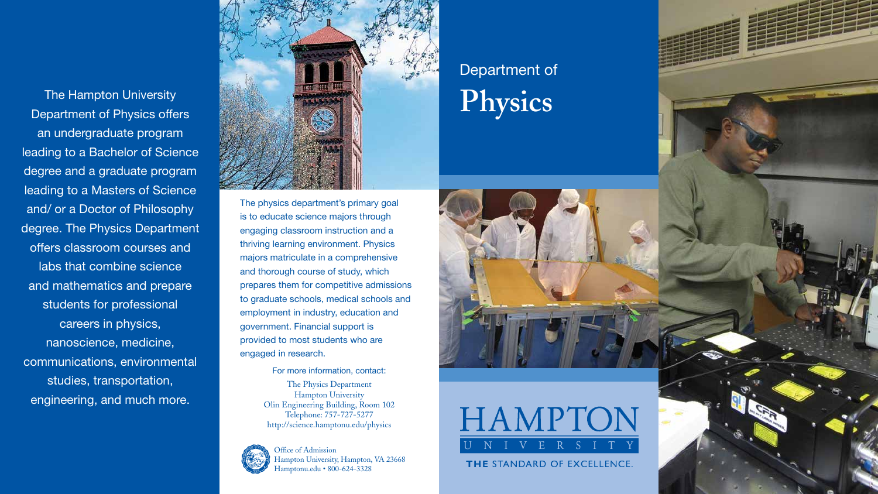# Department of Physics

The Hampton University Department of Physics offers an undergraduate program leading to a Bachelor of Science degree and a graduate program leading to a Masters of Science and/ or a Doctor of Philosophy degree. The Physics Department offers classroom courses and labs that combine science and mathematics and prepare students for professional careers in physics, nanoscience, medicine, communications, environmental studies, transportation, engineering, and much more.

The physics department's primary goal is to educate science majors through engaging classroom instruction and a thriving learning environment. Physics majors matriculate in a comprehensive and thorough course of study, which prepares them for competitive admissions to graduate schools, medical schools and employment in industry, education and government. Financial support is provided to most students who are engaged in research.

For more information, contact:

The Physics Department
Hampton University
Olin Engineering Building, Room 102
Telephone: 757-727-5277
http://science.hamptonu.edu/physics

Office of Admission
Hampton University, Hampton, VA 23668
Hamptonu.edu • 800-624-3328

HAMPTON UNIVERSITY

**THE** STANDARD OF EXCELLENCE.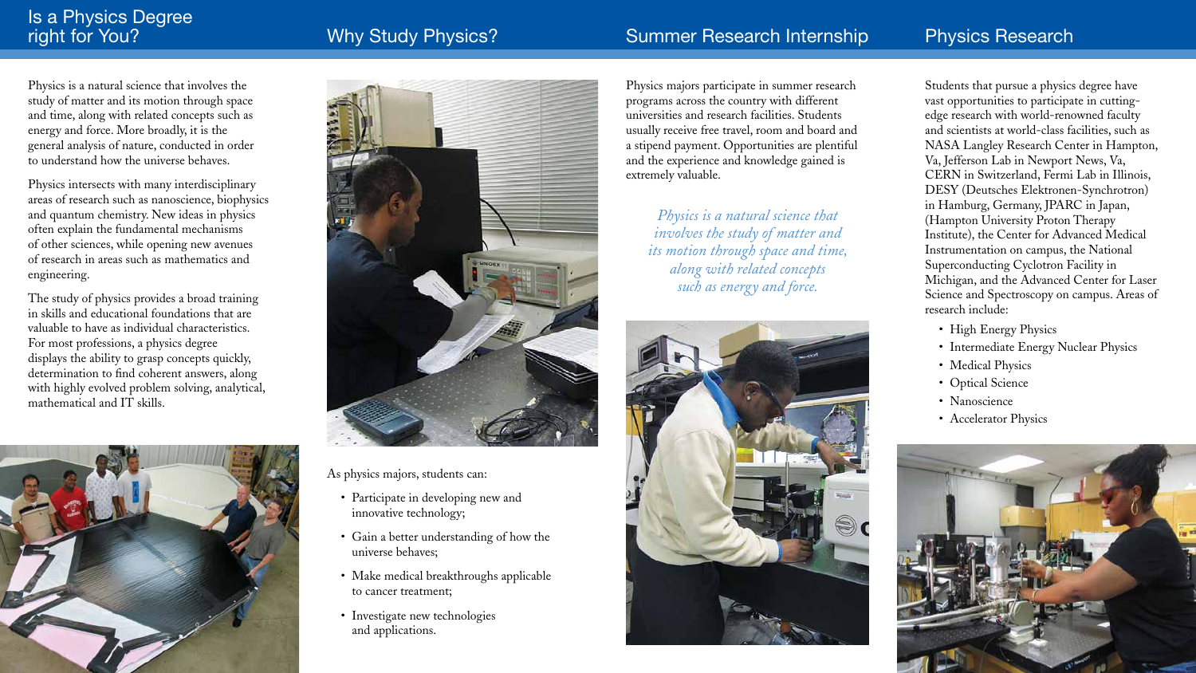## Is a Physics Degree right for You?

Physics is a natural science that involves the study of matter and its motion through space and time, along with related concepts such as energy and force. More broadly, it is the general analysis of nature, conducted in order to understand how the universe behaves.

Physics intersects with many interdisciplinary areas of research such as nanoscience, biophysics and quantum chemistry. New ideas in physics often explain the fundamental mechanisms of other sciences, while opening new avenues of research in areas such as mathematics and engineering.

The study of physics provides a broad training in skills and educational foundations that are valuable to have as individual characteristics. For most professions, a physics degree displays the ability to grasp concepts quickly, determination to find coherent answers, along with highly evolved problem solving, analytical, mathematical and IT skills.

## Why Study Physics?

As physics majors, students can:

- Participate in developing new and innovative technology;
- Gain a better understanding of how the universe behaves;
- Make medical breakthroughs applicable to cancer treatment;
- Investigate new technologies and applications.

## Summer Research Internship

Physics majors participate in summer research programs across the country with different universities and research facilities. Students usually receive free travel, room and board and a stipend payment. Opportunities are plentiful and the experience and knowledge gained is extremely valuable.

*Physics is a natural science that involves the study of matter and its motion through space and time, along with related concepts such as energy and force.*

## Physics Research

Students that pursue a physics degree have vast opportunities to participate in cutting-edge research with world-renowned faculty and scientists at world-class facilities, such as NASA Langley Research Center in Hampton, Va, Jefferson Lab in Newport News, Va, CERN in Switzerland, Fermi Lab in Illinois, DESY (Deutsches Elektronen-Synchrotron) in Hamburg, Germany, JPARC in Japan, (Hampton University Proton Therapy Institute), the Center for Advanced Medical Instrumentation on campus, the National Superconducting Cyclotron Facility in Michigan, and the Advanced Center for Laser Science and Spectroscopy on campus. Areas of research include:

- High Energy Physics
- Intermediate Energy Nuclear Physics
- Medical Physics
- Optical Science
- Nanoscience
- Accelerator Physics